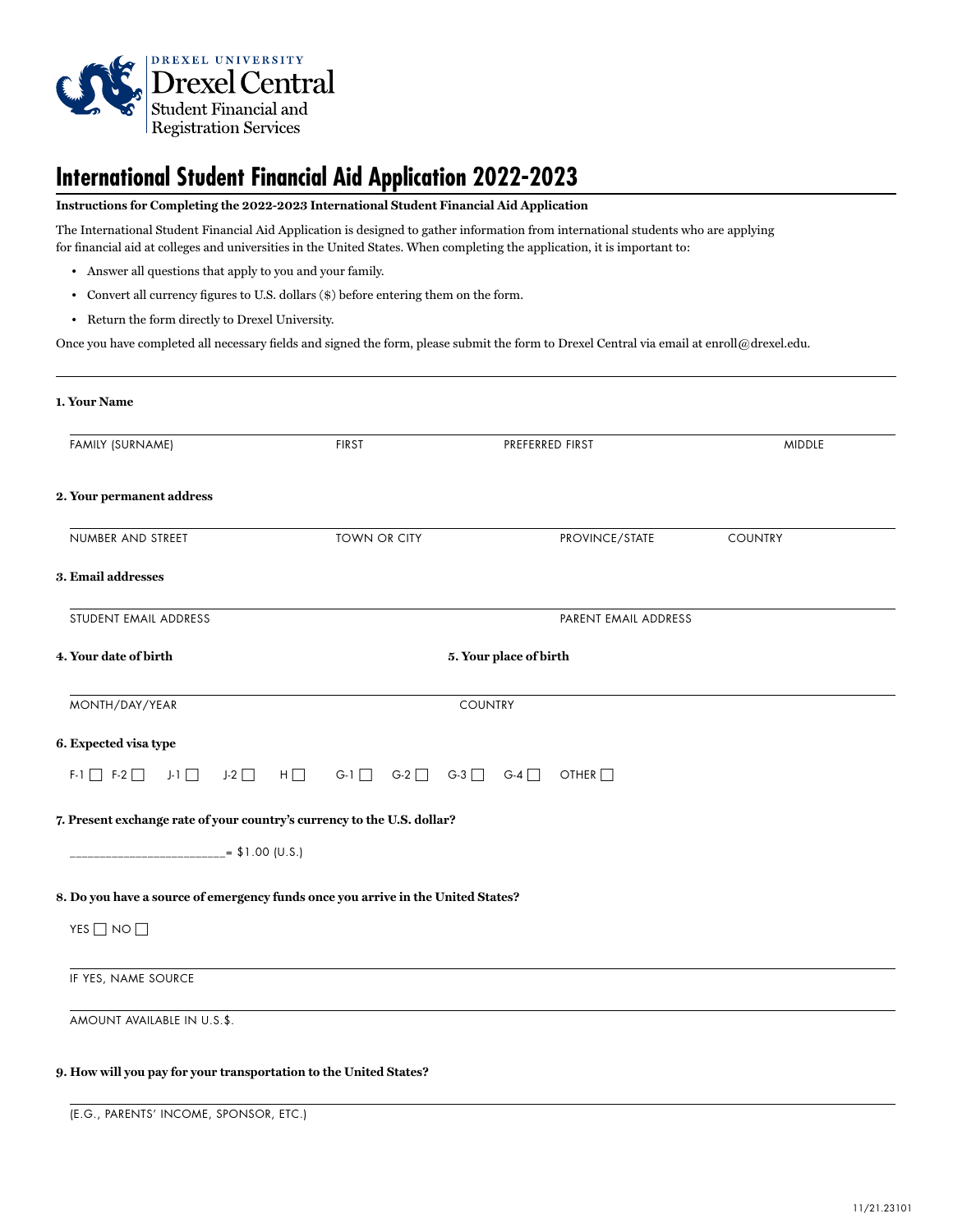DREXEL UNIVERSITY
Drexel Central
Student Financial and
Registration Services

# International Student Financial Aid Application 2022-2023

**Instructions for Completing the 2022-2023 International Student Financial Aid Application**

The International Student Financial Aid Application is designed to gather information from international students who are applying for financial aid at colleges and universities in the United States. When completing the application, it is important to:

- Answer all questions that apply to you and your family.
- Convert all currency figures to U.S. dollars ($) before entering them on the form.
- Return the form directly to Drexel University.

Once you have completed all necessary fields and signed the form, please submit the form to Drexel Central via email at enroll@drexel.edu.

---

**1. Your Name**

FAMILY (SURNAME) | FIRST | PREFERRED FIRST | MIDDLE

**2. Your permanent address**

NUMBER AND STREET | TOWN OR CITY | PROVINCE/STATE | COUNTRY

**3. Email addresses**

STUDENT EMAIL ADDRESS | PARENT EMAIL ADDRESS

**4. Your date of birth**

MONTH/DAY/YEAR

**5. Your place of birth**

COUNTRY

**6. Expected visa type**

F-1 ☐ F-2 ☐ J-1 ☐ J-2 ☐ H ☐ G-1 ☐ G-2 ☐ G-3 ☐ G-4 ☐ OTHER ☐

**7. Present exchange rate of your country's currency to the U.S. dollar?**

________________________= $1.00 (U.S.)

**8. Do you have a source of emergency funds once you arrive in the United States?**

YES ☐ NO ☐

IF YES, NAME SOURCE

AMOUNT AVAILABLE IN U.S.$.

**9. How will you pay for your transportation to the United States?**

(E.G., PARENTS' INCOME, SPONSOR, ETC.)

11/21.23101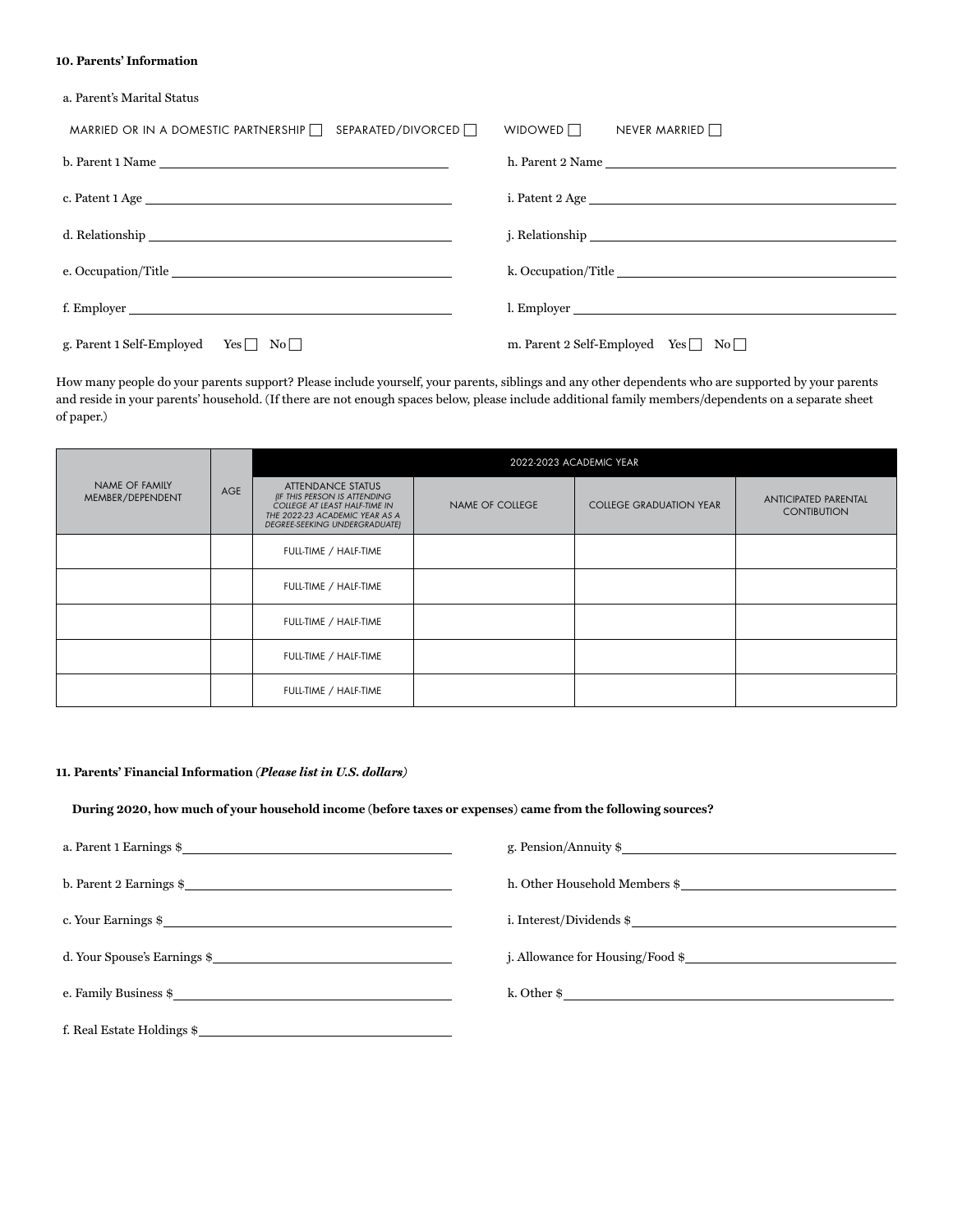**10. Parents' Information**

a. Parent's Marital Status

MARRIED OR IN A DOMESTIC PARTNERSHIP ☐ SEPARATED/DIVORCED ☐ WIDOWED ☐ NEVER MARRIED ☐

b. Parent 1 Name ____________________

c. Patent 1 Age ____________________

d. Relationship ____________________

e. Occupation/Title ____________________

f. Employer ____________________

g. Parent 1 Self-Employed Yes ☐ No ☐

h. Parent 2 Name ____________________

i. Patent 2 Age ____________________

j. Relationship ____________________

k. Occupation/Title ____________________

l. Employer ____________________

m. Parent 2 Self-Employed Yes ☐ No ☐

How many people do your parents support? Please include yourself, your parents, siblings and any other dependents who are supported by your parents and reside in your parents' household. (If there are not enough spaces below, please include additional family members/dependents on a separate sheet of paper.)

| NAME OF FAMILY MEMBER/DEPENDENT | AGE | 2022-2023 ACADEMIC YEAR | | | |
|---|---|---|---|---|---|
| | | ATTENDANCE STATUS *(IF THIS PERSON IS ATTENDING COLLEGE AT LEAST HALF-TIME IN THE 2022-23 ACADEMIC YEAR AS A DEGREE-SEEKING UNDERGRADUATE)* | NAME OF COLLEGE | COLLEGE GRADUATION YEAR | ANTICIPATED PARENTAL CONTIBUTION |
| | | FULL-TIME / HALF-TIME | | | |
| | | FULL-TIME / HALF-TIME | | | |
| | | FULL-TIME / HALF-TIME | | | |
| | | FULL-TIME / HALF-TIME | | | |
| | | FULL-TIME / HALF-TIME | | | |

**11. Parents' Financial Information** ***(Please list in U.S. dollars)***

**During 2020, how much of your household income (before taxes or expenses) came from the following sources?**

a. Parent 1 Earnings $____________________

b. Parent 2 Earnings $____________________

c. Your Earnings $____________________

d. Your Spouse's Earnings $____________________

e. Family Business $____________________

f. Real Estate Holdings $____________________

g. Pension/Annuity $____________________

h. Other Household Members $____________________

i. Interest/Dividends $____________________

j. Allowance for Housing/Food $____________________

k. Other $____________________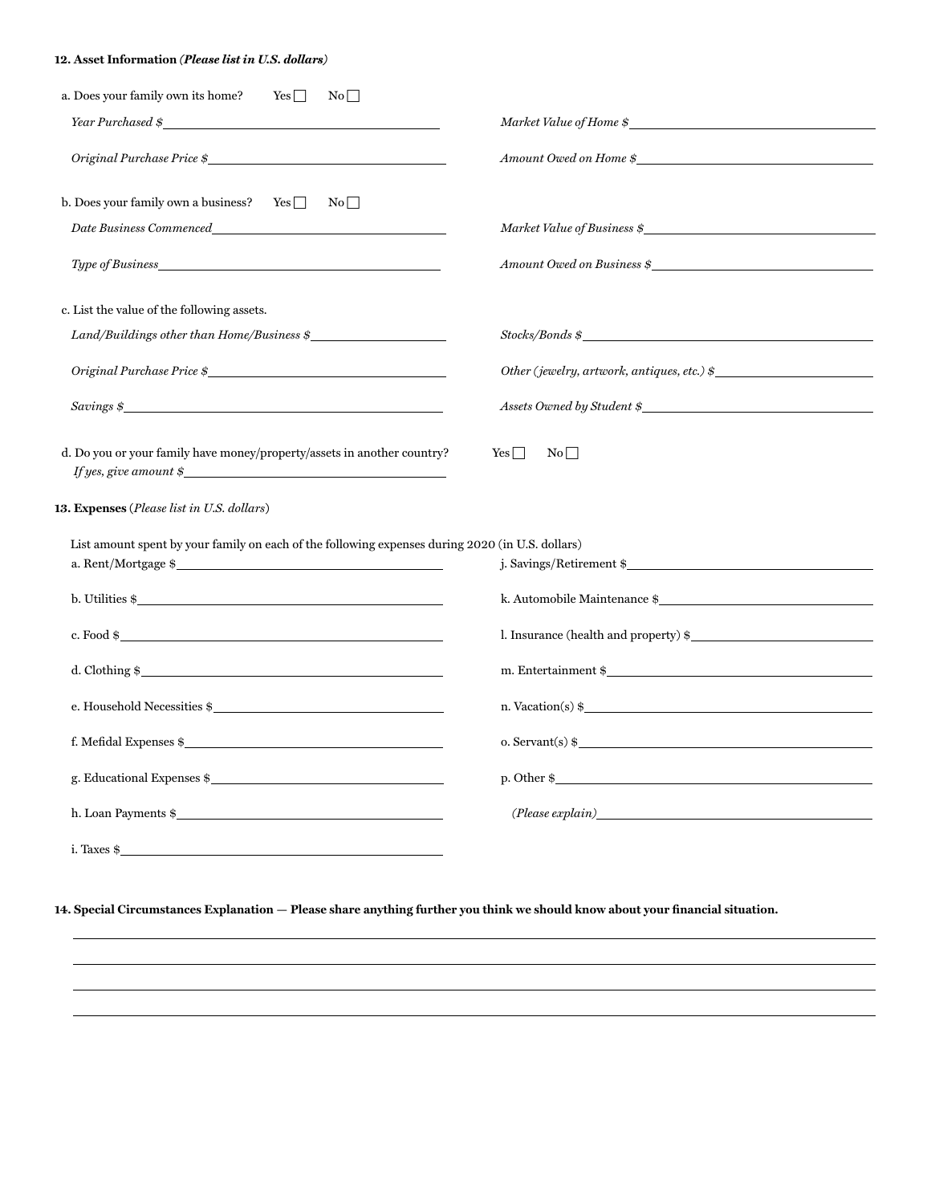**12. Asset Information** ***(Please list in U.S. dollars)***

a. Does your family own its home? Yes ☐ No ☐

*Year Purchased $*\_\_\_\_\_\_\_\_\_\_\_\_\_\_\_\_\_\_\_\_

*Market Value of Home $*\_\_\_\_\_\_\_\_\_\_\_\_\_\_\_\_\_\_\_\_

*Original Purchase Price $*\_\_\_\_\_\_\_\_\_\_\_\_\_\_\_\_\_\_\_\_

*Amount Owed on Home $*\_\_\_\_\_\_\_\_\_\_\_\_\_\_\_\_\_\_\_\_

b. Does your family own a business? Yes ☐ No ☐

*Date Business Commenced*\_\_\_\_\_\_\_\_\_\_\_\_\_\_\_\_\_\_\_\_

*Market Value of Business $*\_\_\_\_\_\_\_\_\_\_\_\_\_\_\_\_\_\_\_\_

*Type of Business*\_\_\_\_\_\_\_\_\_\_\_\_\_\_\_\_\_\_\_\_

*Amount Owed on Business $*\_\_\_\_\_\_\_\_\_\_\_\_\_\_\_\_\_\_\_\_

c. List the value of the following assets.

*Land/Buildings other than Home/Business $*\_\_\_\_\_\_\_\_\_\_\_\_\_\_\_\_\_\_\_\_

*Stocks/Bonds $*\_\_\_\_\_\_\_\_\_\_\_\_\_\_\_\_\_\_\_\_

*Original Purchase Price $*\_\_\_\_\_\_\_\_\_\_\_\_\_\_\_\_\_\_\_\_

*Other (jewelry, artwork, antiques, etc.) $*\_\_\_\_\_\_\_\_\_\_\_\_\_\_\_\_\_\_\_\_

*Savings $*\_\_\_\_\_\_\_\_\_\_\_\_\_\_\_\_\_\_\_\_

*Assets Owned by Student $*\_\_\_\_\_\_\_\_\_\_\_\_\_\_\_\_\_\_\_\_

d. Do you or your family have money/property/assets in another country? Yes ☐ No ☐

*If yes, give amount $*\_\_\_\_\_\_\_\_\_\_\_\_\_\_\_\_\_\_\_\_

**13. Expenses** (*Please list in U.S. dollars*)

List amount spent by your family on each of the following expenses during 2020 (in U.S. dollars)

a. Rent/Mortgage $\_\_\_\_\_\_\_\_\_\_\_\_\_\_\_\_\_\_\_\_

b. Utilities $\_\_\_\_\_\_\_\_\_\_\_\_\_\_\_\_\_\_\_\_

c. Food $\_\_\_\_\_\_\_\_\_\_\_\_\_\_\_\_\_\_\_\_

d. Clothing $\_\_\_\_\_\_\_\_\_\_\_\_\_\_\_\_\_\_\_\_

e. Household Necessities $\_\_\_\_\_\_\_\_\_\_\_\_\_\_\_\_\_\_\_\_

f. Mefidal Expenses $\_\_\_\_\_\_\_\_\_\_\_\_\_\_\_\_\_\_\_\_

g. Educational Expenses $\_\_\_\_\_\_\_\_\_\_\_\_\_\_\_\_\_\_\_\_

h. Loan Payments $\_\_\_\_\_\_\_\_\_\_\_\_\_\_\_\_\_\_\_\_

i. Taxes $\_\_\_\_\_\_\_\_\_\_\_\_\_\_\_\_\_\_\_\_

j. Savings/Retirement $\_\_\_\_\_\_\_\_\_\_\_\_\_\_\_\_\_\_\_\_

k. Automobile Maintenance $\_\_\_\_\_\_\_\_\_\_\_\_\_\_\_\_\_\_\_\_

l. Insurance (health and property) $\_\_\_\_\_\_\_\_\_\_\_\_\_\_\_\_\_\_\_\_

m. Entertainment $\_\_\_\_\_\_\_\_\_\_\_\_\_\_\_\_\_\_\_\_

n. Vacation(s) $\_\_\_\_\_\_\_\_\_\_\_\_\_\_\_\_\_\_\_\_

o. Servant(s) $\_\_\_\_\_\_\_\_\_\_\_\_\_\_\_\_\_\_\_\_

p. Other $\_\_\_\_\_\_\_\_\_\_\_\_\_\_\_\_\_\_\_\_

*(Please explain)*\_\_\_\_\_\_\_\_\_\_\_\_\_\_\_\_\_\_\_\_

**14. Special Circumstances Explanation — Please share anything further you think we should know about your financial situation.**

\_\_\_\_\_\_\_\_\_\_\_\_\_\_\_\_\_\_\_\_\_\_\_\_\_\_\_\_\_\_\_\_\_\_\_\_\_\_\_\_

\_\_\_\_\_\_\_\_\_\_\_\_\_\_\_\_\_\_\_\_\_\_\_\_\_\_\_\_\_\_\_\_\_\_\_\_\_\_\_\_

\_\_\_\_\_\_\_\_\_\_\_\_\_\_\_\_\_\_\_\_\_\_\_\_\_\_\_\_\_\_\_\_\_\_\_\_\_\_\_\_

\_\_\_\_\_\_\_\_\_\_\_\_\_\_\_\_\_\_\_\_\_\_\_\_\_\_\_\_\_\_\_\_\_\_\_\_\_\_\_\_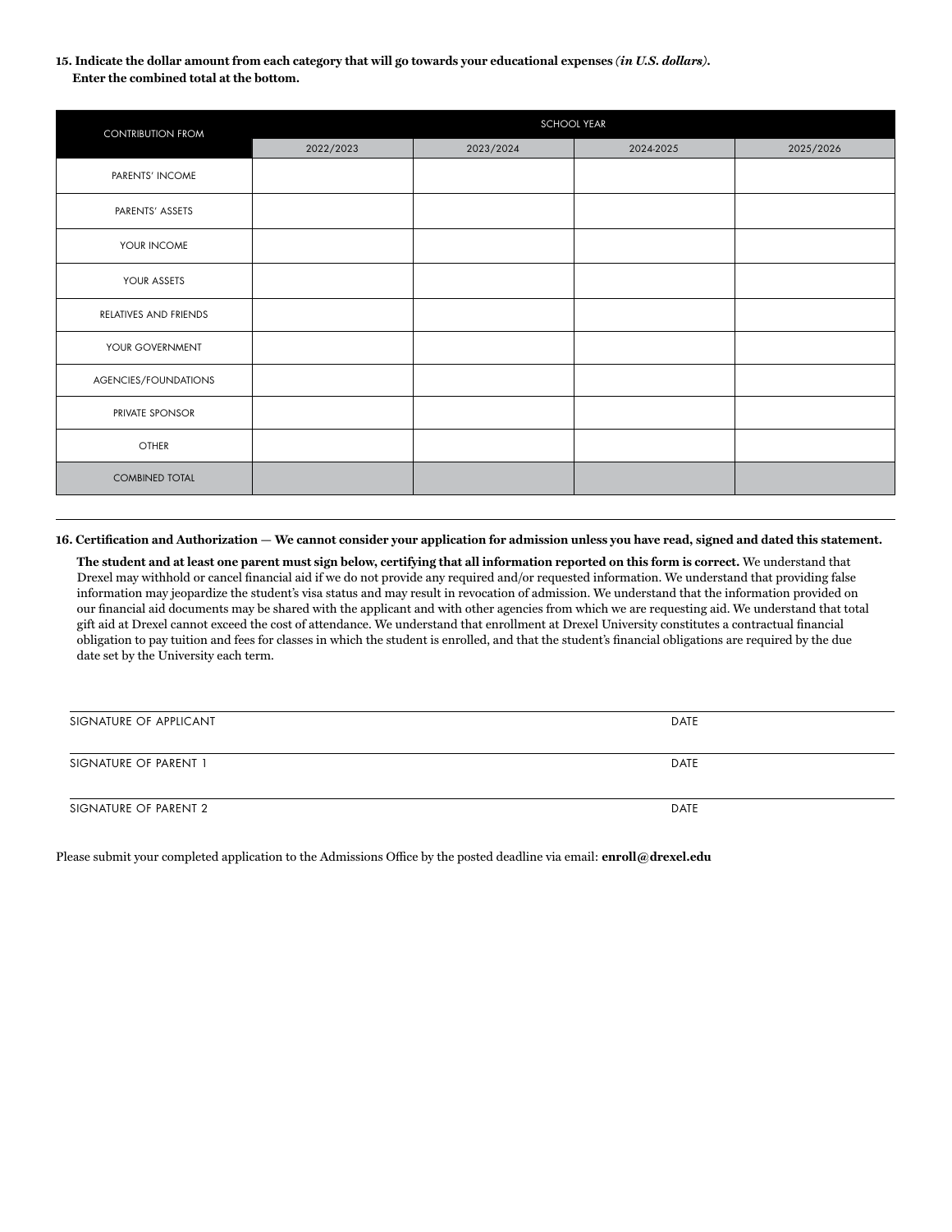**15. Indicate the dollar amount from each category that will go towards your educational expenses *(in U.S. dollars)*. Enter the combined total at the bottom.**

| CONTRIBUTION FROM | SCHOOL YEAR | | | |
|---|---|---|---|---|
| | 2022/2023 | 2023/2024 | 2024-2025 | 2025/2026 |
| PARENTS' INCOME | | | | |
| PARENTS' ASSETS | | | | |
| YOUR INCOME | | | | |
| YOUR ASSETS | | | | |
| RELATIVES AND FRIENDS | | | | |
| YOUR GOVERNMENT | | | | |
| AGENCIES/FOUNDATIONS | | | | |
| PRIVATE SPONSOR | | | | |
| OTHER | | | | |
| COMBINED TOTAL | | | | |

**16. Certification and Authorization — We cannot consider your application for admission unless you have read, signed and dated this statement.**

**The student and at least one parent must sign below, certifying that all information reported on this form is correct.** We understand that Drexel may withhold or cancel financial aid if we do not provide any required and/or requested information. We understand that providing false information may jeopardize the student's visa status and may result in revocation of admission. We understand that the information provided on our financial aid documents may be shared with the applicant and with other agencies from which we are requesting aid. We understand that total gift aid at Drexel cannot exceed the cost of attendance. We understand that enrollment at Drexel University constitutes a contractual financial obligation to pay tuition and fees for classes in which the student is enrolled, and that the student's financial obligations are required by the due date set by the University each term.

SIGNATURE OF APPLICANT DATE

SIGNATURE OF PARENT 1 DATE

SIGNATURE OF PARENT 2 DATE

Please submit your completed application to the Admissions Office by the posted deadline via email: **enroll@drexel.edu**